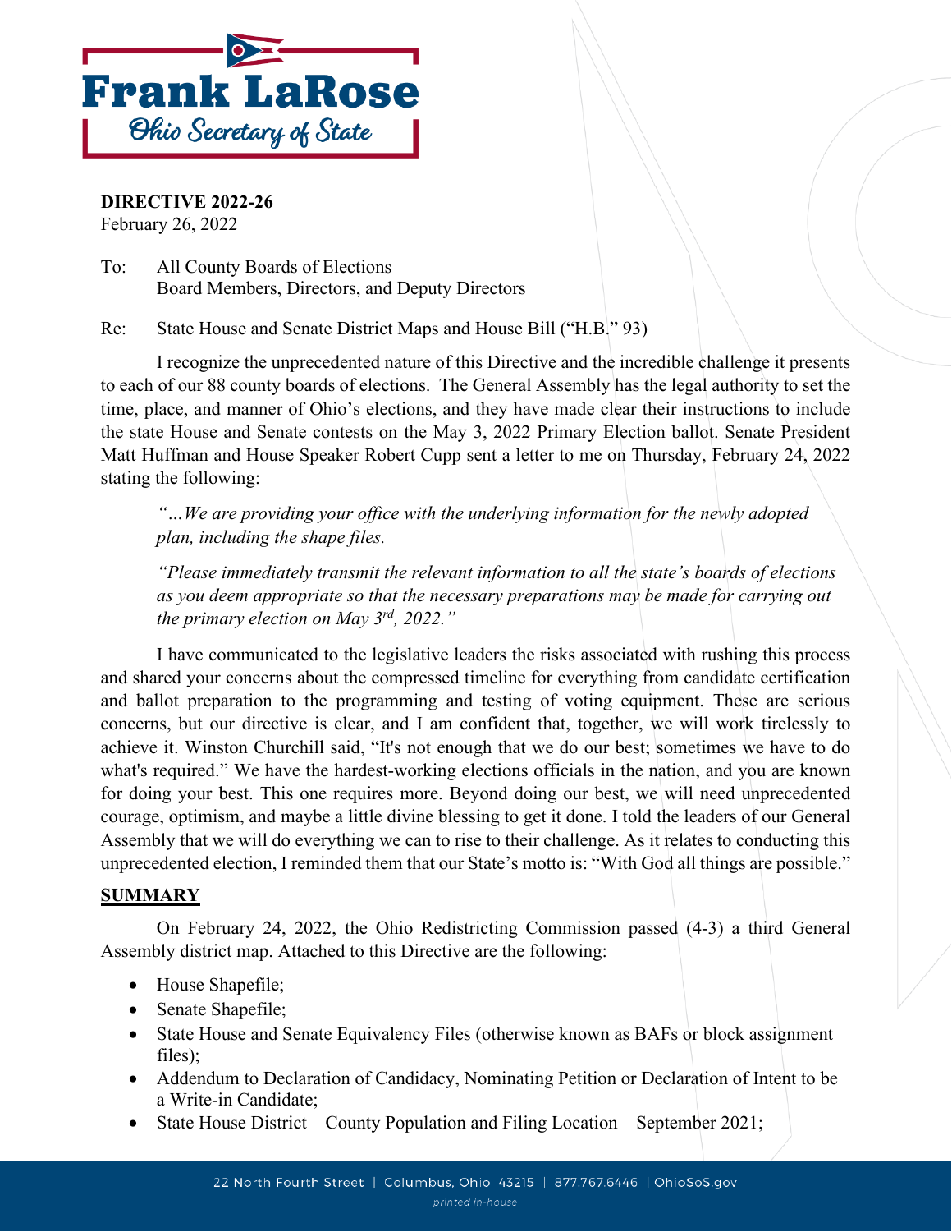**Frank LaRose**
*Ohio Secretary of State*

**DIRECTIVE 2022-26**
February 26, 2022

To: All County Boards of Elections
Board Members, Directors, and Deputy Directors

Re: State House and Senate District Maps and House Bill ("H.B." 93)

I recognize the unprecedented nature of this Directive and the incredible challenge it presents to each of our 88 county boards of elections. The General Assembly has the legal authority to set the time, place, and manner of Ohio's elections, and they have made clear their instructions to include the state House and Senate contests on the May 3, 2022 Primary Election ballot. Senate President Matt Huffman and House Speaker Robert Cupp sent a letter to me on Thursday, February 24, 2022 stating the following:

> *"…We are providing your office with the underlying information for the newly adopted plan, including the shape files.*
>
> *"Please immediately transmit the relevant information to all the state's boards of elections as you deem appropriate so that the necessary preparations may be made for carrying out the primary election on May 3rd, 2022."*

I have communicated to the legislative leaders the risks associated with rushing this process and shared your concerns about the compressed timeline for everything from candidate certification and ballot preparation to the programming and testing of voting equipment. These are serious concerns, but our directive is clear, and I am confident that, together, we will work tirelessly to achieve it. Winston Churchill said, "It's not enough that we do our best; sometimes we have to do what's required." We have the hardest-working elections officials in the nation, and you are known for doing your best. This one requires more. Beyond doing our best, we will need unprecedented courage, optimism, and maybe a little divine blessing to get it done. I told the leaders of our General Assembly that we will do everything we can to rise to their challenge. As it relates to conducting this unprecedented election, I reminded them that our State's motto is: "With God all things are possible."

## SUMMARY

On February 24, 2022, the Ohio Redistricting Commission passed (4-3) a third General Assembly district map. Attached to this Directive are the following:

- House Shapefile;
- Senate Shapefile;
- State House and Senate Equivalency Files (otherwise known as BAFs or block assignment files);
- Addendum to Declaration of Candidacy, Nominating Petition or Declaration of Intent to be a Write-in Candidate;
- State House District – County Population and Filing Location – September 2021;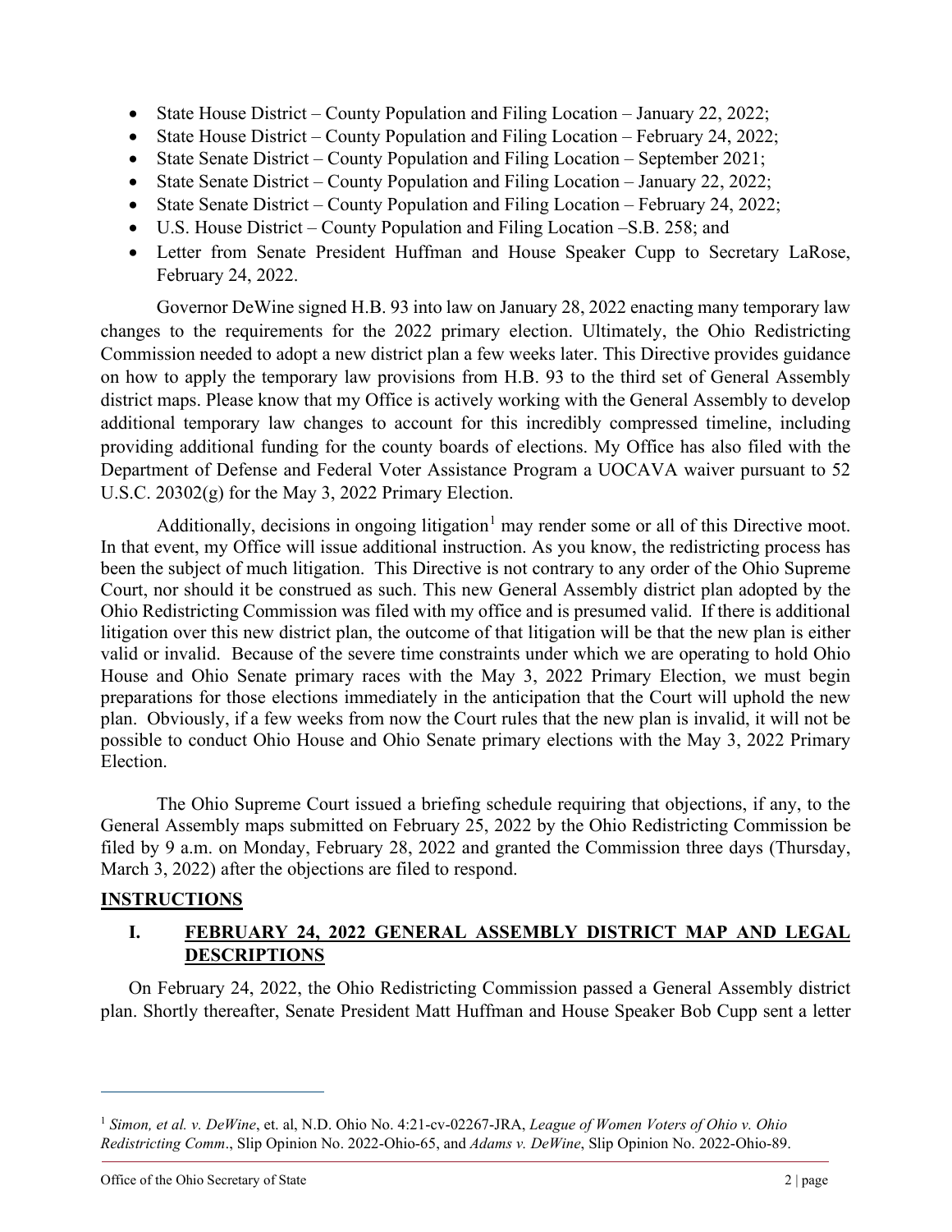- State House District – County Population and Filing Location – January 22, 2022;
- State House District – County Population and Filing Location – February 24, 2022;
- State Senate District – County Population and Filing Location – September 2021;
- State Senate District – County Population and Filing Location – January 22, 2022;
- State Senate District – County Population and Filing Location – February 24, 2022;
- U.S. House District – County Population and Filing Location –S.B. 258; and
- Letter from Senate President Huffman and House Speaker Cupp to Secretary LaRose, February 24, 2022.

Governor DeWine signed H.B. 93 into law on January 28, 2022 enacting many temporary law changes to the requirements for the 2022 primary election. Ultimately, the Ohio Redistricting Commission needed to adopt a new district plan a few weeks later. This Directive provides guidance on how to apply the temporary law provisions from H.B. 93 to the third set of General Assembly district maps. Please know that my Office is actively working with the General Assembly to develop additional temporary law changes to account for this incredibly compressed timeline, including providing additional funding for the county boards of elections. My Office has also filed with the Department of Defense and Federal Voter Assistance Program a UOCAVA waiver pursuant to 52 U.S.C. 20302(g) for the May 3, 2022 Primary Election.

Additionally, decisions in ongoing litigation[1] may render some or all of this Directive moot. In that event, my Office will issue additional instruction. As you know, the redistricting process has been the subject of much litigation. This Directive is not contrary to any order of the Ohio Supreme Court, nor should it be construed as such. This new General Assembly district plan adopted by the Ohio Redistricting Commission was filed with my office and is presumed valid. If there is additional litigation over this new district plan, the outcome of that litigation will be that the new plan is either valid or invalid. Because of the severe time constraints under which we are operating to hold Ohio House and Ohio Senate primary races with the May 3, 2022 Primary Election, we must begin preparations for those elections immediately in the anticipation that the Court will uphold the new plan. Obviously, if a few weeks from now the Court rules that the new plan is invalid, it will not be possible to conduct Ohio House and Ohio Senate primary elections with the May 3, 2022 Primary Election.

The Ohio Supreme Court issued a briefing schedule requiring that objections, if any, to the General Assembly maps submitted on February 25, 2022 by the Ohio Redistricting Commission be filed by 9 a.m. on Monday, February 28, 2022 and granted the Commission three days (Thursday, March 3, 2022) after the objections are filed to respond.

## INSTRUCTIONS

### I. FEBRUARY 24, 2022 GENERAL ASSEMBLY DISTRICT MAP AND LEGAL DESCRIPTIONS

On February 24, 2022, the Ohio Redistricting Commission passed a General Assembly district plan. Shortly thereafter, Senate President Matt Huffman and House Speaker Bob Cupp sent a letter

[1] *Simon, et al. v. DeWine*, et. al, N.D. Ohio No. 4:21-cv-02267-JRA, *League of Women Voters of Ohio v. Ohio Redistricting Comm*., Slip Opinion No. 2022-Ohio-65, and *Adams v. DeWine*, Slip Opinion No. 2022-Ohio-89.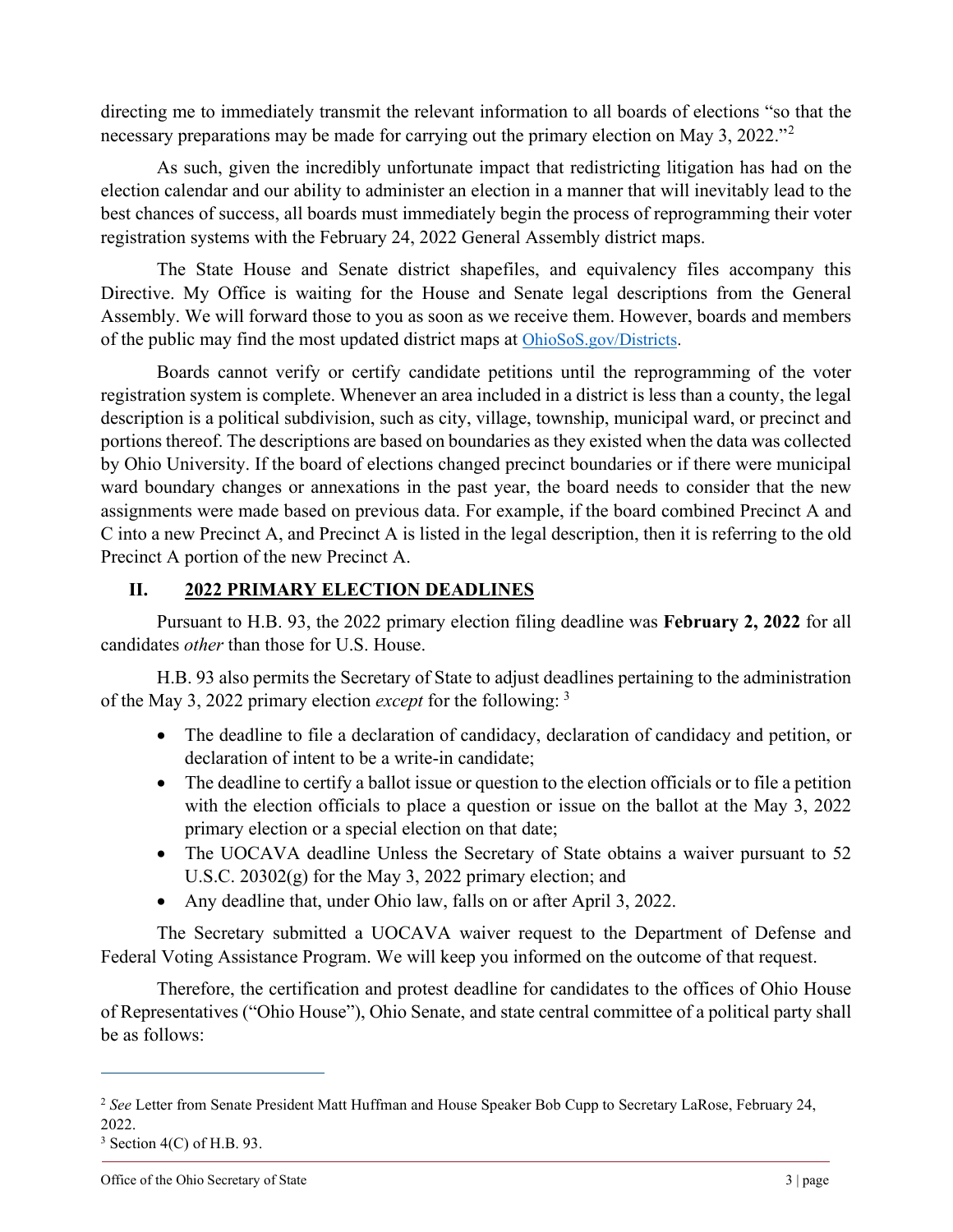directing me to immediately transmit the relevant information to all boards of elections "so that the necessary preparations may be made for carrying out the primary election on May 3, 2022."[2]

As such, given the incredibly unfortunate impact that redistricting litigation has had on the election calendar and our ability to administer an election in a manner that will inevitably lead to the best chances of success, all boards must immediately begin the process of reprogramming their voter registration systems with the February 24, 2022 General Assembly district maps.

The State House and Senate district shapefiles, and equivalency files accompany this Directive. My Office is waiting for the House and Senate legal descriptions from the General Assembly. We will forward those to you as soon as we receive them. However, boards and members of the public may find the most updated district maps at OhioSoS.gov/Districts.

Boards cannot verify or certify candidate petitions until the reprogramming of the voter registration system is complete. Whenever an area included in a district is less than a county, the legal description is a political subdivision, such as city, village, township, municipal ward, or precinct and portions thereof. The descriptions are based on boundaries as they existed when the data was collected by Ohio University. If the board of elections changed precinct boundaries or if there were municipal ward boundary changes or annexations in the past year, the board needs to consider that the new assignments were made based on previous data. For example, if the board combined Precinct A and C into a new Precinct A, and Precinct A is listed in the legal description, then it is referring to the old Precinct A portion of the new Precinct A.

## II. 2022 PRIMARY ELECTION DEADLINES

Pursuant to H.B. 93, the 2022 primary election filing deadline was **February 2, 2022** for all candidates *other* than those for U.S. House.

H.B. 93 also permits the Secretary of State to adjust deadlines pertaining to the administration of the May 3, 2022 primary election *except* for the following: [3]

- The deadline to file a declaration of candidacy, declaration of candidacy and petition, or declaration of intent to be a write-in candidate;
- The deadline to certify a ballot issue or question to the election officials or to file a petition with the election officials to place a question or issue on the ballot at the May 3, 2022 primary election or a special election on that date;
- The UOCAVA deadline Unless the Secretary of State obtains a waiver pursuant to 52 U.S.C. 20302(g) for the May 3, 2022 primary election; and
- Any deadline that, under Ohio law, falls on or after April 3, 2022.

The Secretary submitted a UOCAVA waiver request to the Department of Defense and Federal Voting Assistance Program. We will keep you informed on the outcome of that request.

Therefore, the certification and protest deadline for candidates to the offices of Ohio House of Representatives ("Ohio House"), Ohio Senate, and state central committee of a political party shall be as follows:

---

[2] *See* Letter from Senate President Matt Huffman and House Speaker Bob Cupp to Secretary LaRose, February 24, 2022.

[3] Section 4(C) of H.B. 93.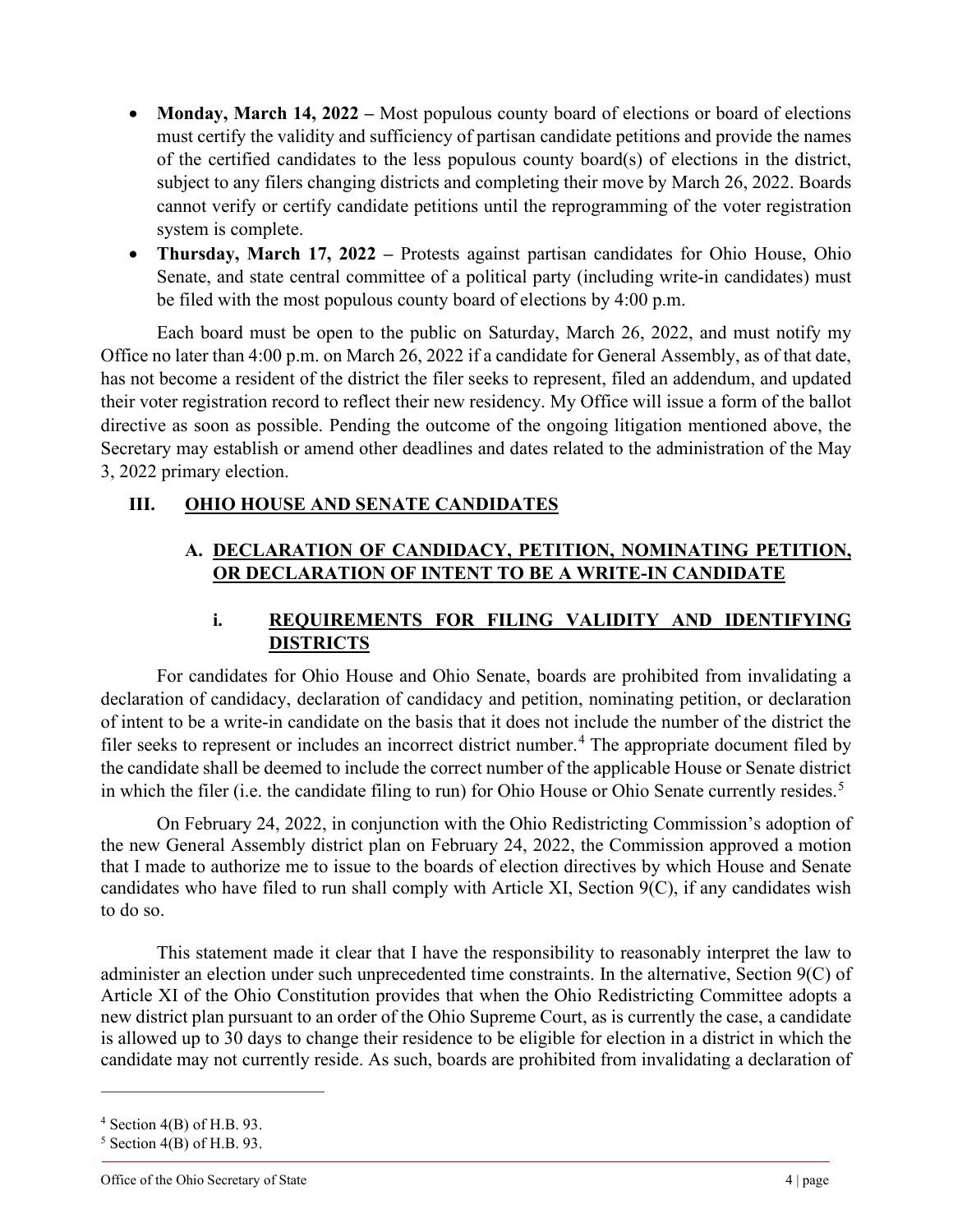- **Monday, March 14, 2022 –** Most populous county board of elections or board of elections must certify the validity and sufficiency of partisan candidate petitions and provide the names of the certified candidates to the less populous county board(s) of elections in the district, subject to any filers changing districts and completing their move by March 26, 2022. Boards cannot verify or certify candidate petitions until the reprogramming of the voter registration system is complete.
- **Thursday, March 17, 2022 –** Protests against partisan candidates for Ohio House, Ohio Senate, and state central committee of a political party (including write-in candidates) must be filed with the most populous county board of elections by 4:00 p.m.

Each board must be open to the public on Saturday, March 26, 2022, and must notify my Office no later than 4:00 p.m. on March 26, 2022 if a candidate for General Assembly, as of that date, has not become a resident of the district the filer seeks to represent, filed an addendum, and updated their voter registration record to reflect their new residency. My Office will issue a form of the ballot directive as soon as possible. Pending the outcome of the ongoing litigation mentioned above, the Secretary may establish or amend other deadlines and dates related to the administration of the May 3, 2022 primary election.

## III. OHIO HOUSE AND SENATE CANDIDATES

### A. DECLARATION OF CANDIDACY, PETITION, NOMINATING PETITION, OR DECLARATION OF INTENT TO BE A WRITE-IN CANDIDATE

#### i. REQUIREMENTS FOR FILING VALIDITY AND IDENTIFYING DISTRICTS

For candidates for Ohio House and Ohio Senate, boards are prohibited from invalidating a declaration of candidacy, declaration of candidacy and petition, nominating petition, or declaration of intent to be a write-in candidate on the basis that it does not include the number of the district the filer seeks to represent or includes an incorrect district number.[4] The appropriate document filed by the candidate shall be deemed to include the correct number of the applicable House or Senate district in which the filer (i.e. the candidate filing to run) for Ohio House or Ohio Senate currently resides.[5]

On February 24, 2022, in conjunction with the Ohio Redistricting Commission's adoption of the new General Assembly district plan on February 24, 2022, the Commission approved a motion that I made to authorize me to issue to the boards of election directives by which House and Senate candidates who have filed to run shall comply with Article XI, Section 9(C), if any candidates wish to do so.

This statement made it clear that I have the responsibility to reasonably interpret the law to administer an election under such unprecedented time constraints. In the alternative, Section 9(C) of Article XI of the Ohio Constitution provides that when the Ohio Redistricting Committee adopts a new district plan pursuant to an order of the Ohio Supreme Court, as is currently the case, a candidate is allowed up to 30 days to change their residence to be eligible for election in a district in which the candidate may not currently reside. As such, boards are prohibited from invalidating a declaration of

---

[4] Section 4(B) of H.B. 93.

[5] Section 4(B) of H.B. 93.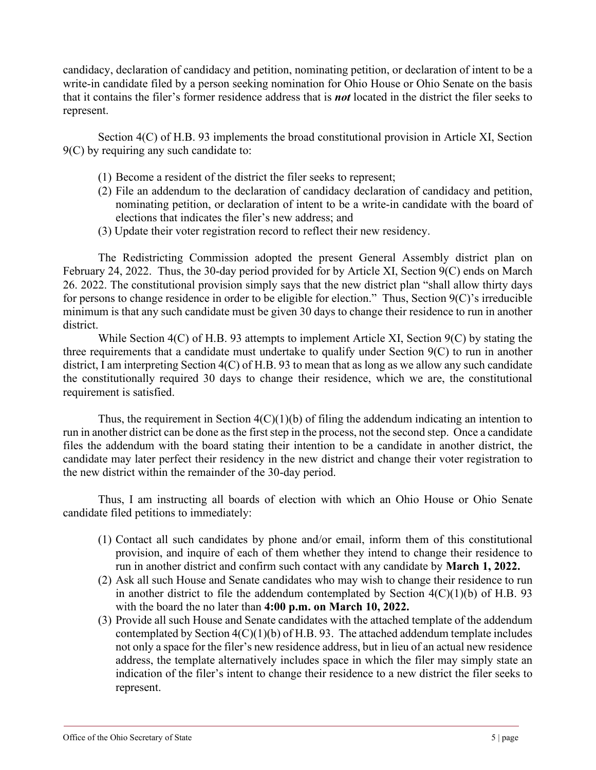candidacy, declaration of candidacy and petition, nominating petition, or declaration of intent to be a write-in candidate filed by a person seeking nomination for Ohio House or Ohio Senate on the basis that it contains the filer's former residence address that is ***not*** located in the district the filer seeks to represent.

Section 4(C) of H.B. 93 implements the broad constitutional provision in Article XI, Section 9(C) by requiring any such candidate to:

(1) Become a resident of the district the filer seeks to represent;
(2) File an addendum to the declaration of candidacy declaration of candidacy and petition, nominating petition, or declaration of intent to be a write-in candidate with the board of elections that indicates the filer's new address; and
(3) Update their voter registration record to reflect their new residency.

The Redistricting Commission adopted the present General Assembly district plan on February 24, 2022. Thus, the 30-day period provided for by Article XI, Section 9(C) ends on March 26. 2022. The constitutional provision simply says that the new district plan "shall allow thirty days for persons to change residence in order to be eligible for election." Thus, Section 9(C)'s irreducible minimum is that any such candidate must be given 30 days to change their residence to run in another district.

While Section 4(C) of H.B. 93 attempts to implement Article XI, Section 9(C) by stating the three requirements that a candidate must undertake to qualify under Section 9(C) to run in another district, I am interpreting Section 4(C) of H.B. 93 to mean that as long as we allow any such candidate the constitutionally required 30 days to change their residence, which we are, the constitutional requirement is satisfied.

Thus, the requirement in Section 4(C)(1)(b) of filing the addendum indicating an intention to run in another district can be done as the first step in the process, not the second step. Once a candidate files the addendum with the board stating their intention to be a candidate in another district, the candidate may later perfect their residency in the new district and change their voter registration to the new district within the remainder of the 30-day period.

Thus, I am instructing all boards of election with which an Ohio House or Ohio Senate candidate filed petitions to immediately:

(1) Contact all such candidates by phone and/or email, inform them of this constitutional provision, and inquire of each of them whether they intend to change their residence to run in another district and confirm such contact with any candidate by **March 1, 2022.**
(2) Ask all such House and Senate candidates who may wish to change their residence to run in another district to file the addendum contemplated by Section 4(C)(1)(b) of H.B. 93 with the board the no later than **4:00 p.m. on March 10, 2022.**
(3) Provide all such House and Senate candidates with the attached template of the addendum contemplated by Section 4(C)(1)(b) of H.B. 93. The attached addendum template includes not only a space for the filer's new residence address, but in lieu of an actual new residence address, the template alternatively includes space in which the filer may simply state an indication of the filer's intent to change their residence to a new district the filer seeks to represent.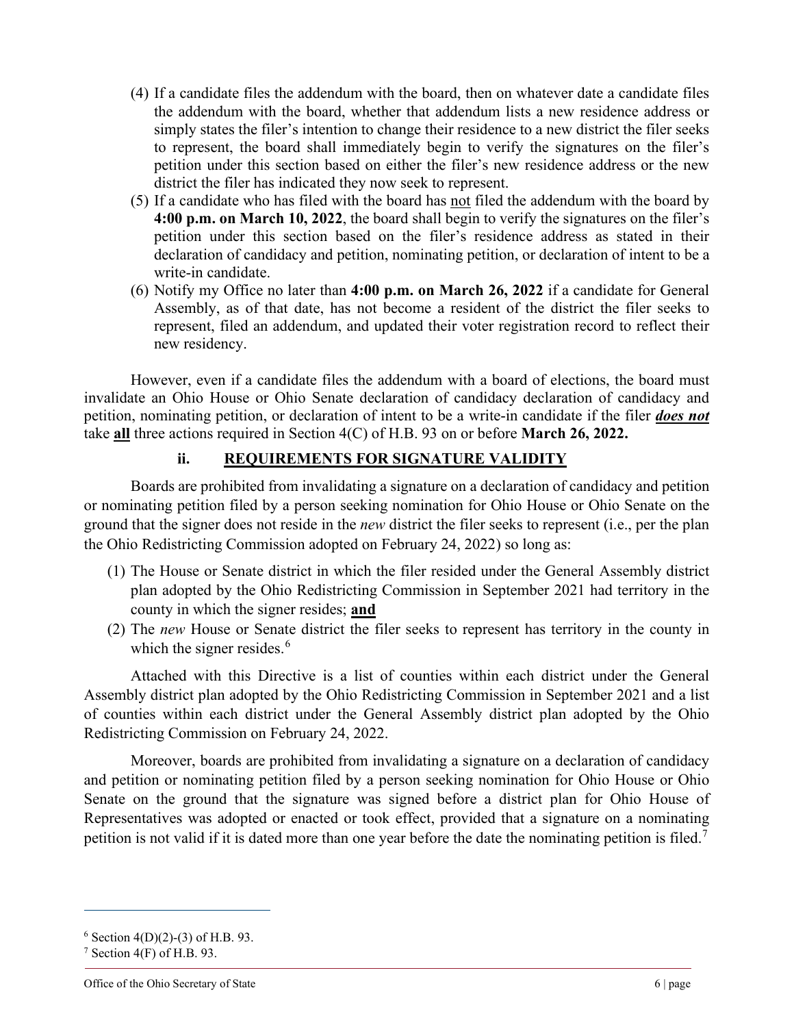(4) If a candidate files the addendum with the board, then on whatever date a candidate files the addendum with the board, whether that addendum lists a new residence address or simply states the filer's intention to change their residence to a new district the filer seeks to represent, the board shall immediately begin to verify the signatures on the filer's petition under this section based on either the filer's new residence address or the new district the filer has indicated they now seek to represent.

(5) If a candidate who has filed with the board has not filed the addendum with the board by **4:00 p.m. on March 10, 2022**, the board shall begin to verify the signatures on the filer's petition under this section based on the filer's residence address as stated in their declaration of candidacy and petition, nominating petition, or declaration of intent to be a write-in candidate.

(6) Notify my Office no later than **4:00 p.m. on March 26, 2022** if a candidate for General Assembly, as of that date, has not become a resident of the district the filer seeks to represent, filed an addendum, and updated their voter registration record to reflect their new residency.

However, even if a candidate files the addendum with a board of elections, the board must invalidate an Ohio House or Ohio Senate declaration of candidacy declaration of candidacy and petition, nominating petition, or declaration of intent to be a write-in candidate if the filer ***does not*** take **all** three actions required in Section 4(C) of H.B. 93 on or before **March 26, 2022.**

### ii. REQUIREMENTS FOR SIGNATURE VALIDITY

Boards are prohibited from invalidating a signature on a declaration of candidacy and petition or nominating petition filed by a person seeking nomination for Ohio House or Ohio Senate on the ground that the signer does not reside in the *new* district the filer seeks to represent (i.e., per the plan the Ohio Redistricting Commission adopted on February 24, 2022) so long as:

(1) The House or Senate district in which the filer resided under the General Assembly district plan adopted by the Ohio Redistricting Commission in September 2021 had territory in the county in which the signer resides; **and**

(2) The *new* House or Senate district the filer seeks to represent has territory in the county in which the signer resides.[6]

Attached with this Directive is a list of counties within each district under the General Assembly district plan adopted by the Ohio Redistricting Commission in September 2021 and a list of counties within each district under the General Assembly district plan adopted by the Ohio Redistricting Commission on February 24, 2022.

Moreover, boards are prohibited from invalidating a signature on a declaration of candidacy and petition or nominating petition filed by a person seeking nomination for Ohio House or Ohio Senate on the ground that the signature was signed before a district plan for Ohio House of Representatives was adopted or enacted or took effect, provided that a signature on a nominating petition is not valid if it is dated more than one year before the date the nominating petition is filed.[7]

---

[6] Section 4(D)(2)-(3) of H.B. 93.

[7] Section 4(F) of H.B. 93.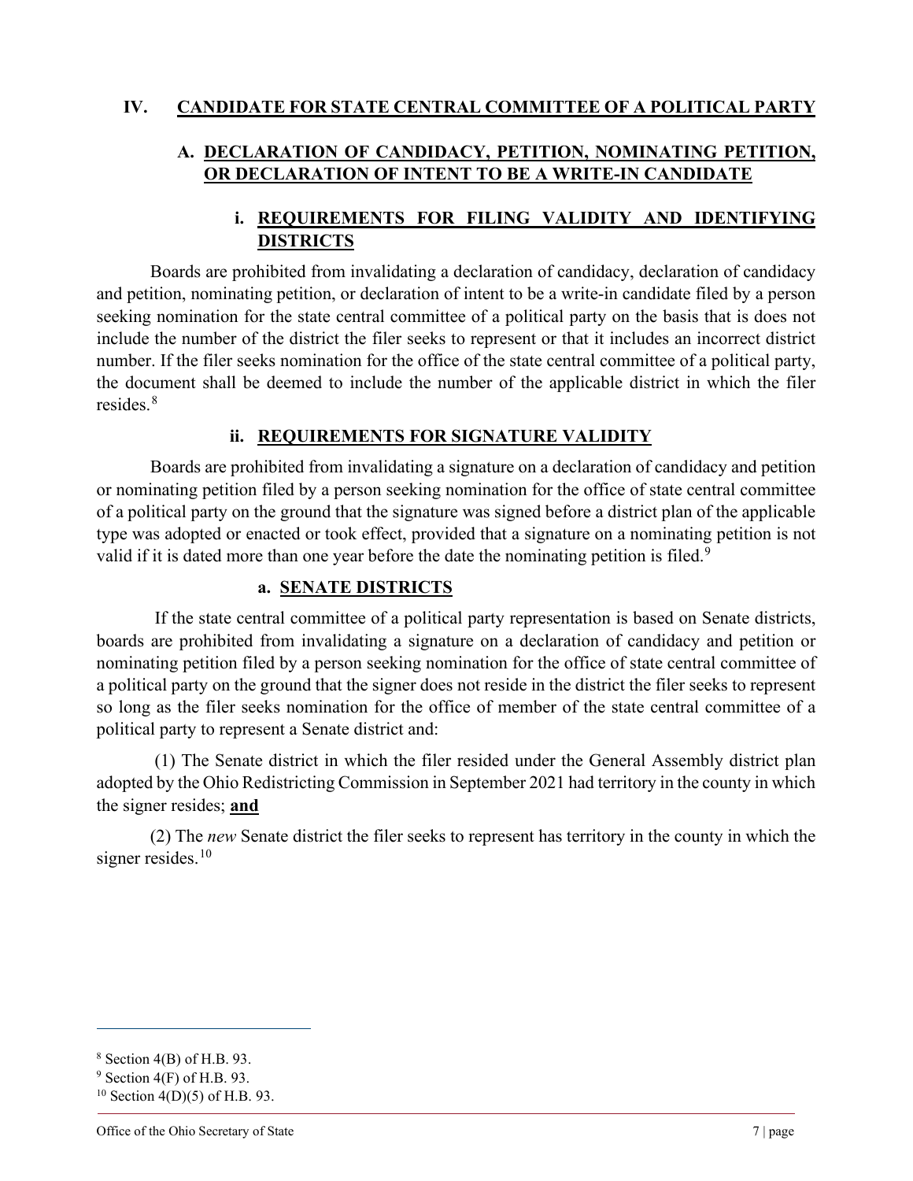## IV. CANDIDATE FOR STATE CENTRAL COMMITTEE OF A POLITICAL PARTY

### A. DECLARATION OF CANDIDACY, PETITION, NOMINATING PETITION, OR DECLARATION OF INTENT TO BE A WRITE-IN CANDIDATE

#### i. REQUIREMENTS FOR FILING VALIDITY AND IDENTIFYING DISTRICTS

Boards are prohibited from invalidating a declaration of candidacy, declaration of candidacy and petition, nominating petition, or declaration of intent to be a write-in candidate filed by a person seeking nomination for the state central committee of a political party on the basis that is does not include the number of the district the filer seeks to represent or that it includes an incorrect district number. If the filer seeks nomination for the office of the state central committee of a political party, the document shall be deemed to include the number of the applicable district in which the filer resides.[8]

#### ii. REQUIREMENTS FOR SIGNATURE VALIDITY

Boards are prohibited from invalidating a signature on a declaration of candidacy and petition or nominating petition filed by a person seeking nomination for the office of state central committee of a political party on the ground that the signature was signed before a district plan of the applicable type was adopted or enacted or took effect, provided that a signature on a nominating petition is not valid if it is dated more than one year before the date the nominating petition is filed.[9]

##### a. SENATE DISTRICTS

If the state central committee of a political party representation is based on Senate districts, boards are prohibited from invalidating a signature on a declaration of candidacy and petition or nominating petition filed by a person seeking nomination for the office of state central committee of a political party on the ground that the signer does not reside in the district the filer seeks to represent so long as the filer seeks nomination for the office of member of the state central committee of a political party to represent a Senate district and:

(1) The Senate district in which the filer resided under the General Assembly district plan adopted by the Ohio Redistricting Commission in September 2021 had territory in the county in which the signer resides; **and**

(2) The *new* Senate district the filer seeks to represent has territory in the county in which the signer resides.[10]

---

[8] Section 4(B) of H.B. 93.

[9] Section 4(F) of H.B. 93.

[10] Section 4(D)(5) of H.B. 93.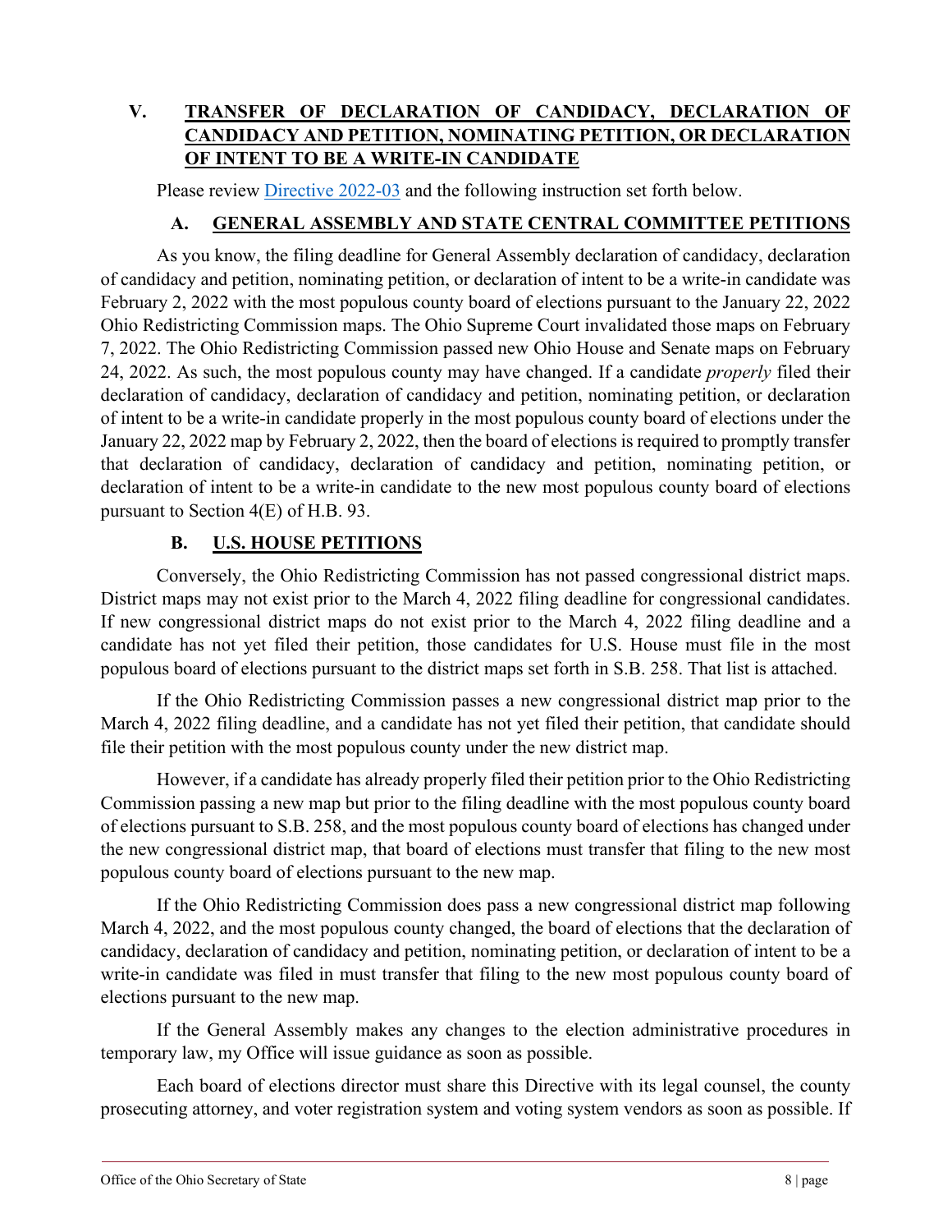## V. TRANSFER OF DECLARATION OF CANDIDACY, DECLARATION OF CANDIDACY AND PETITION, NOMINATING PETITION, OR DECLARATION OF INTENT TO BE A WRITE-IN CANDIDATE

Please review [Directive 2022-03]() and the following instruction set forth below.

### A. GENERAL ASSEMBLY AND STATE CENTRAL COMMITTEE PETITIONS

As you know, the filing deadline for General Assembly declaration of candidacy, declaration of candidacy and petition, nominating petition, or declaration of intent to be a write-in candidate was February 2, 2022 with the most populous county board of elections pursuant to the January 22, 2022 Ohio Redistricting Commission maps. The Ohio Supreme Court invalidated those maps on February 7, 2022. The Ohio Redistricting Commission passed new Ohio House and Senate maps on February 24, 2022. As such, the most populous county may have changed. If a candidate *properly* filed their declaration of candidacy, declaration of candidacy and petition, nominating petition, or declaration of intent to be a write-in candidate properly in the most populous county board of elections under the January 22, 2022 map by February 2, 2022, then the board of elections is required to promptly transfer that declaration of candidacy, declaration of candidacy and petition, nominating petition, or declaration of intent to be a write-in candidate to the new most populous county board of elections pursuant to Section 4(E) of H.B. 93.

### B. U.S. HOUSE PETITIONS

Conversely, the Ohio Redistricting Commission has not passed congressional district maps. District maps may not exist prior to the March 4, 2022 filing deadline for congressional candidates. If new congressional district maps do not exist prior to the March 4, 2022 filing deadline and a candidate has not yet filed their petition, those candidates for U.S. House must file in the most populous board of elections pursuant to the district maps set forth in S.B. 258. That list is attached.

If the Ohio Redistricting Commission passes a new congressional district map prior to the March 4, 2022 filing deadline, and a candidate has not yet filed their petition, that candidate should file their petition with the most populous county under the new district map.

However, if a candidate has already properly filed their petition prior to the Ohio Redistricting Commission passing a new map but prior to the filing deadline with the most populous county board of elections pursuant to S.B. 258, and the most populous county board of elections has changed under the new congressional district map, that board of elections must transfer that filing to the new most populous county board of elections pursuant to the new map.

If the Ohio Redistricting Commission does pass a new congressional district map following March 4, 2022, and the most populous county changed, the board of elections that the declaration of candidacy, declaration of candidacy and petition, nominating petition, or declaration of intent to be a write-in candidate was filed in must transfer that filing to the new most populous county board of elections pursuant to the new map.

If the General Assembly makes any changes to the election administrative procedures in temporary law, my Office will issue guidance as soon as possible.

Each board of elections director must share this Directive with its legal counsel, the county prosecuting attorney, and voter registration system and voting system vendors as soon as possible. If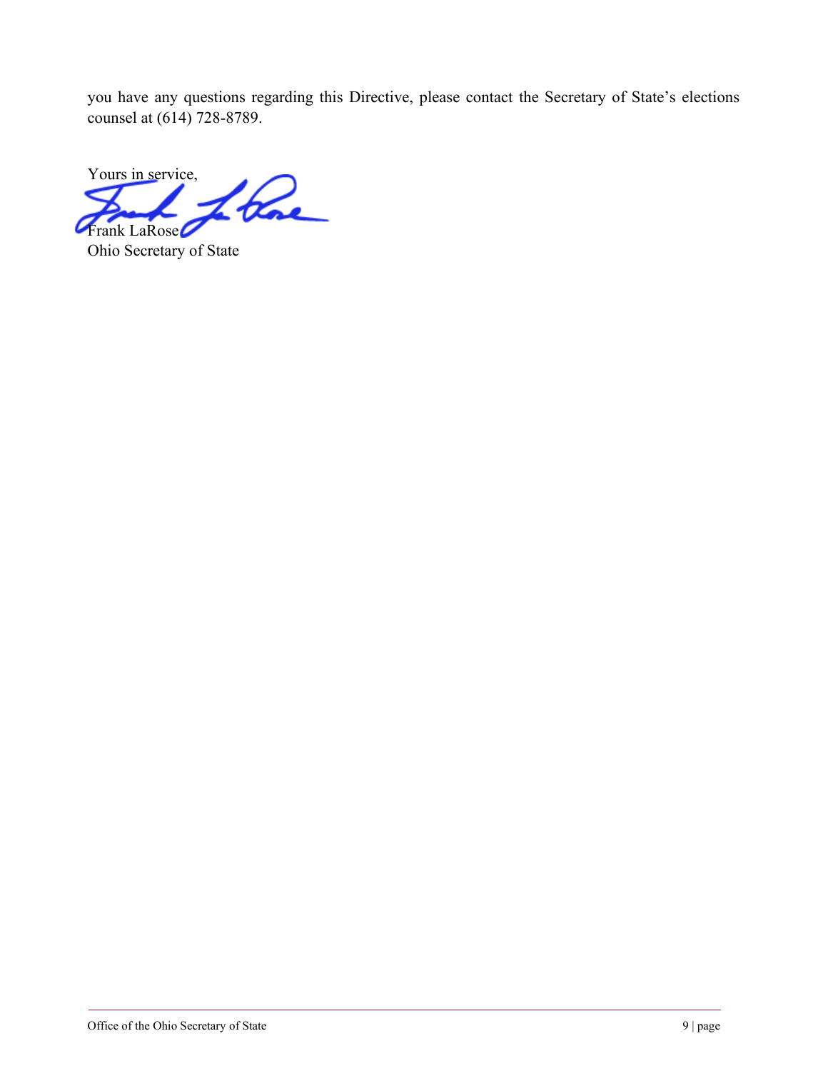you have any questions regarding this Directive, please contact the Secretary of State's elections counsel at (614) 728-8789.

Yours in service,

Frank LaRose
Ohio Secretary of State